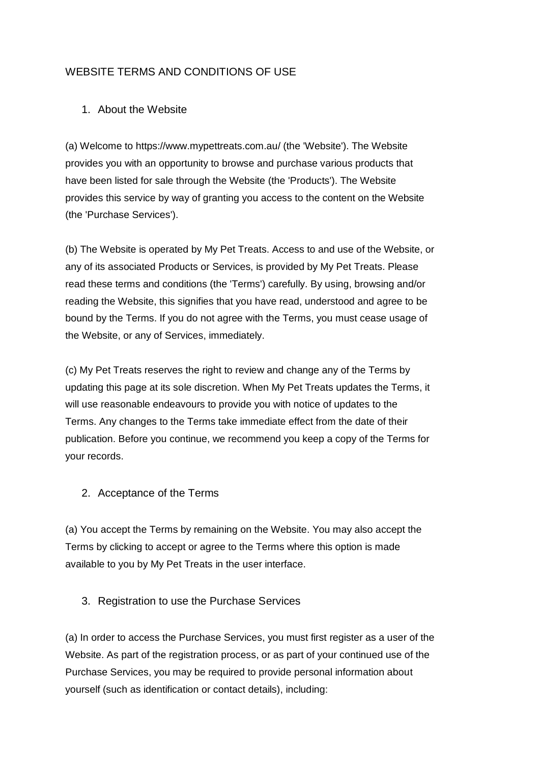# WEBSITE TERMS AND CONDITIONS OF USE

## 1. About the Website

(a) Welcome to https://www.mypettreats.com.au/ (the 'Website'). The Website provides you with an opportunity to browse and purchase various products that have been listed for sale through the Website (the 'Products'). The Website provides this service by way of granting you access to the content on the Website (the 'Purchase Services').

(b) The Website is operated by My Pet Treats. Access to and use of the Website, or any of its associated Products or Services, is provided by My Pet Treats. Please read these terms and conditions (the 'Terms') carefully. By using, browsing and/or reading the Website, this signifies that you have read, understood and agree to be bound by the Terms. If you do not agree with the Terms, you must cease usage of the Website, or any of Services, immediately.

(c) My Pet Treats reserves the right to review and change any of the Terms by updating this page at its sole discretion. When My Pet Treats updates the Terms, it will use reasonable endeavours to provide you with notice of updates to the Terms. Any changes to the Terms take immediate effect from the date of their publication. Before you continue, we recommend you keep a copy of the Terms for your records.

## 2. Acceptance of the Terms

(a) You accept the Terms by remaining on the Website. You may also accept the Terms by clicking to accept or agree to the Terms where this option is made available to you by My Pet Treats in the user interface.

## 3. Registration to use the Purchase Services

(a) In order to access the Purchase Services, you must first register as a user of the Website. As part of the registration process, or as part of your continued use of the Purchase Services, you may be required to provide personal information about yourself (such as identification or contact details), including: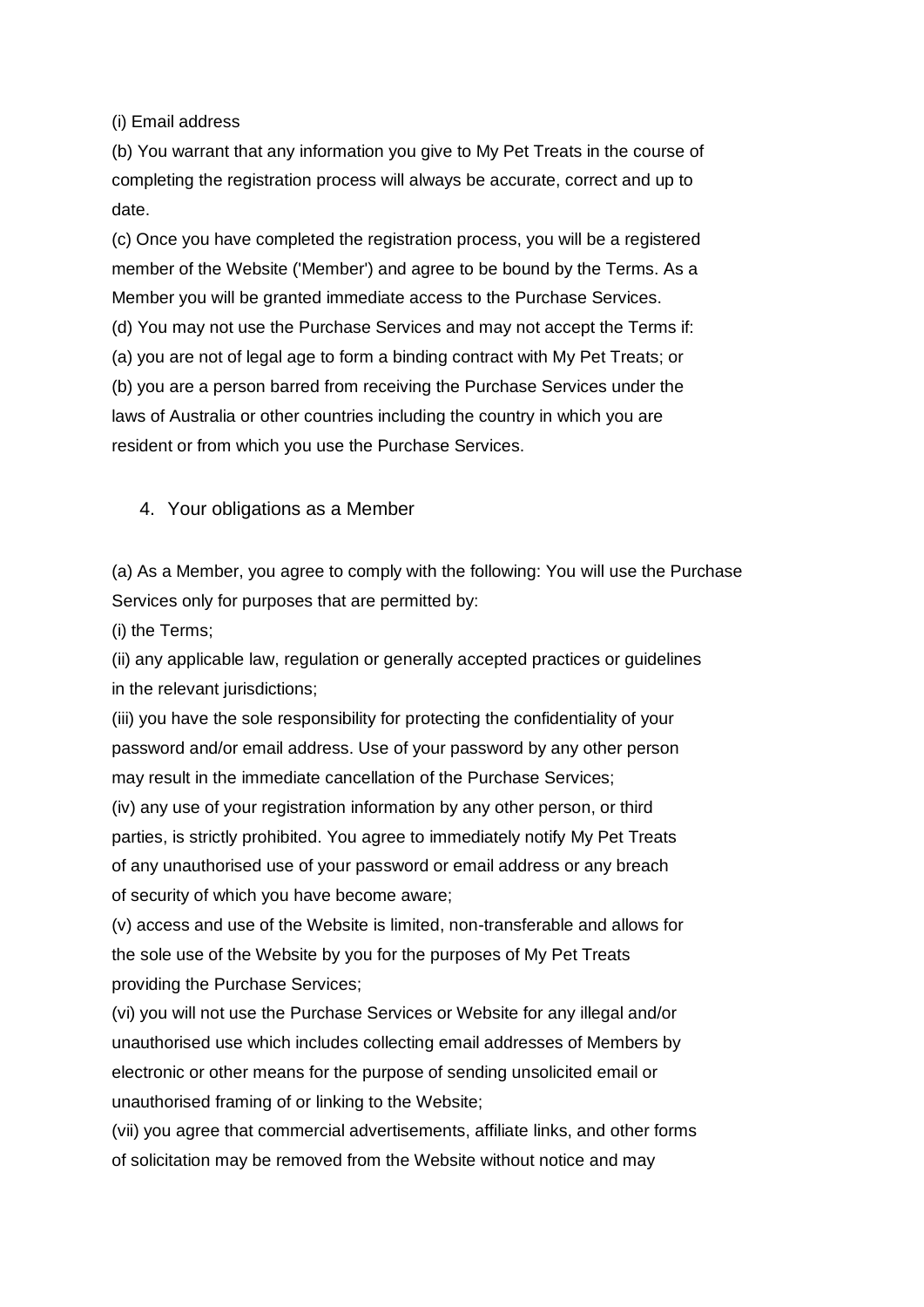(i) Email address

(b) You warrant that any information you give to My Pet Treats in the course of completing the registration process will always be accurate, correct and up to date.

(c) Once you have completed the registration process, you will be a registered member of the Website ('Member') and agree to be bound by the Terms. As a Member you will be granted immediate access to the Purchase Services.

(d) You may not use the Purchase Services and may not accept the Terms if:

(a) you are not of legal age to form a binding contract with My Pet Treats; or

(b) you are a person barred from receiving the Purchase Services under the laws of Australia or other countries including the country in which you are resident or from which you use the Purchase Services.

4. Your obligations as a Member

(a) As a Member, you agree to comply with the following: You will use the Purchase Services only for purposes that are permitted by:

(i) the Terms;

(ii) any applicable law, regulation or generally accepted practices or guidelines in the relevant jurisdictions;

(iii) you have the sole responsibility for protecting the confidentiality of your password and/or email address. Use of your password by any other person may result in the immediate cancellation of the Purchase Services;

(iv) any use of your registration information by any other person, or third parties, is strictly prohibited. You agree to immediately notify My Pet Treats of any unauthorised use of your password or email address or any breach of security of which you have become aware;

(v) access and use of the Website is limited, non-transferable and allows for the sole use of the Website by you for the purposes of My Pet Treats providing the Purchase Services;

(vi) you will not use the Purchase Services or Website for any illegal and/or unauthorised use which includes collecting email addresses of Members by electronic or other means for the purpose of sending unsolicited email or unauthorised framing of or linking to the Website;

(vii) you agree that commercial advertisements, affiliate links, and other forms of solicitation may be removed from the Website without notice and may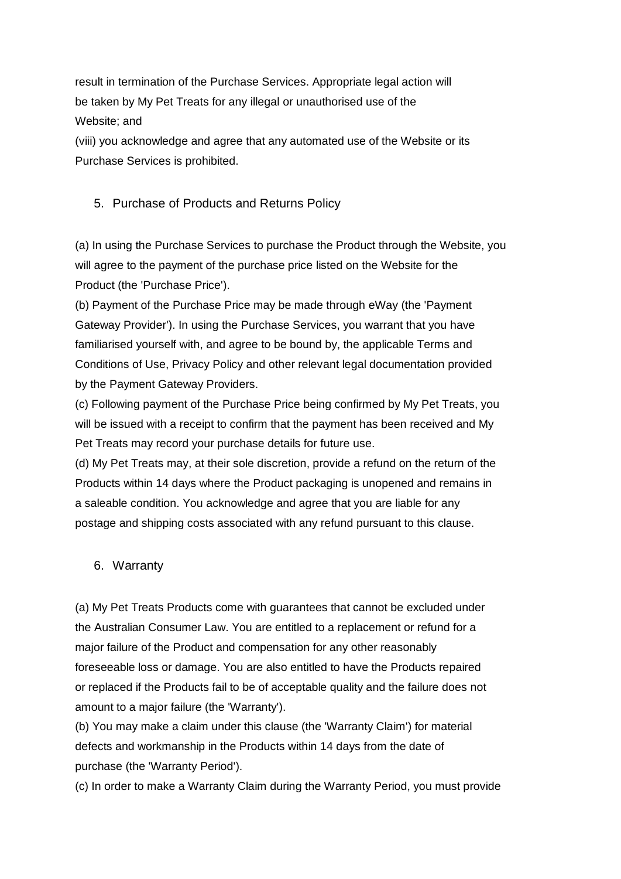result in termination of the Purchase Services. Appropriate legal action will be taken by My Pet Treats for any illegal or unauthorised use of the Website; and

(viii) you acknowledge and agree that any automated use of the Website or its Purchase Services is prohibited.

## 5. Purchase of Products and Returns Policy

(a) In using the Purchase Services to purchase the Product through the Website, you will agree to the payment of the purchase price listed on the Website for the Product (the 'Purchase Price').

(b) Payment of the Purchase Price may be made through eWay (the 'Payment Gateway Provider'). In using the Purchase Services, you warrant that you have familiarised yourself with, and agree to be bound by, the applicable Terms and Conditions of Use, Privacy Policy and other relevant legal documentation provided by the Payment Gateway Providers.

(c) Following payment of the Purchase Price being confirmed by My Pet Treats, you will be issued with a receipt to confirm that the payment has been received and My Pet Treats may record your purchase details for future use.

(d) My Pet Treats may, at their sole discretion, provide a refund on the return of the Products within 14 days where the Product packaging is unopened and remains in a saleable condition. You acknowledge and agree that you are liable for any postage and shipping costs associated with any refund pursuant to this clause.

## 6. Warranty

(a) My Pet Treats Products come with guarantees that cannot be excluded under the Australian Consumer Law. You are entitled to a replacement or refund for a major failure of the Product and compensation for any other reasonably foreseeable loss or damage. You are also entitled to have the Products repaired or replaced if the Products fail to be of acceptable quality and the failure does not amount to a major failure (the 'Warranty').

(b) You may make a claim under this clause (the 'Warranty Claim') for material defects and workmanship in the Products within 14 days from the date of purchase (the 'Warranty Period').

(c) In order to make a Warranty Claim during the Warranty Period, you must provide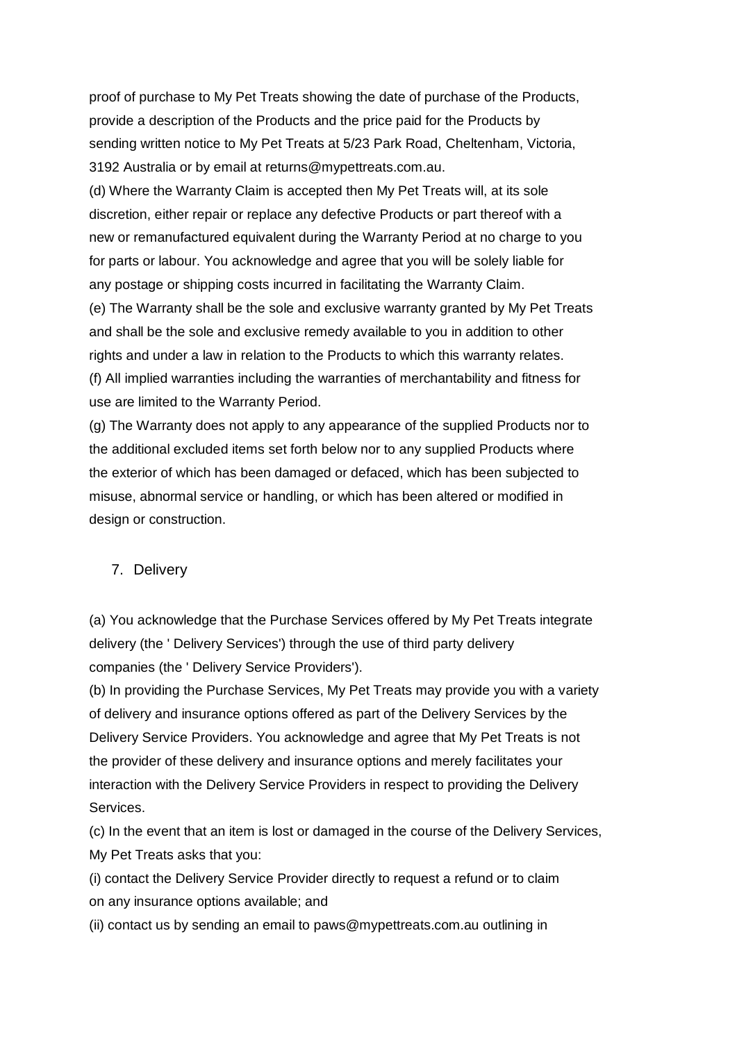proof of purchase to My Pet Treats showing the date of purchase of the Products, provide a description of the Products and the price paid for the Products by sending written notice to My Pet Treats at 5/23 Park Road, Cheltenham, Victoria, 3192 Australia or by email at returns@mypettreats.com.au.

(d) Where the Warranty Claim is accepted then My Pet Treats will, at its sole discretion, either repair or replace any defective Products or part thereof with a new or remanufactured equivalent during the Warranty Period at no charge to you for parts or labour. You acknowledge and agree that you will be solely liable for any postage or shipping costs incurred in facilitating the Warranty Claim.

(e) The Warranty shall be the sole and exclusive warranty granted by My Pet Treats and shall be the sole and exclusive remedy available to you in addition to other rights and under a law in relation to the Products to which this warranty relates.

(f) All implied warranties including the warranties of merchantability and fitness for use are limited to the Warranty Period.

(g) The Warranty does not apply to any appearance of the supplied Products nor to the additional excluded items set forth below nor to any supplied Products where the exterior of which has been damaged or defaced, which has been subjected to misuse, abnormal service or handling, or which has been altered or modified in design or construction.

7. Delivery

(a) You acknowledge that the Purchase Services offered by My Pet Treats integrate delivery (the ' Delivery Services') through the use of third party delivery companies (the ' Delivery Service Providers').

(b) In providing the Purchase Services, My Pet Treats may provide you with a variety of delivery and insurance options offered as part of the Delivery Services by the Delivery Service Providers. You acknowledge and agree that My Pet Treats is not the provider of these delivery and insurance options and merely facilitates your interaction with the Delivery Service Providers in respect to providing the Delivery Services.

(c) In the event that an item is lost or damaged in the course of the Delivery Services, My Pet Treats asks that you:

(i) contact the Delivery Service Provider directly to request a refund or to claim on any insurance options available; and

(ii) contact us by sending an email to paws@mypettreats.com.au outlining in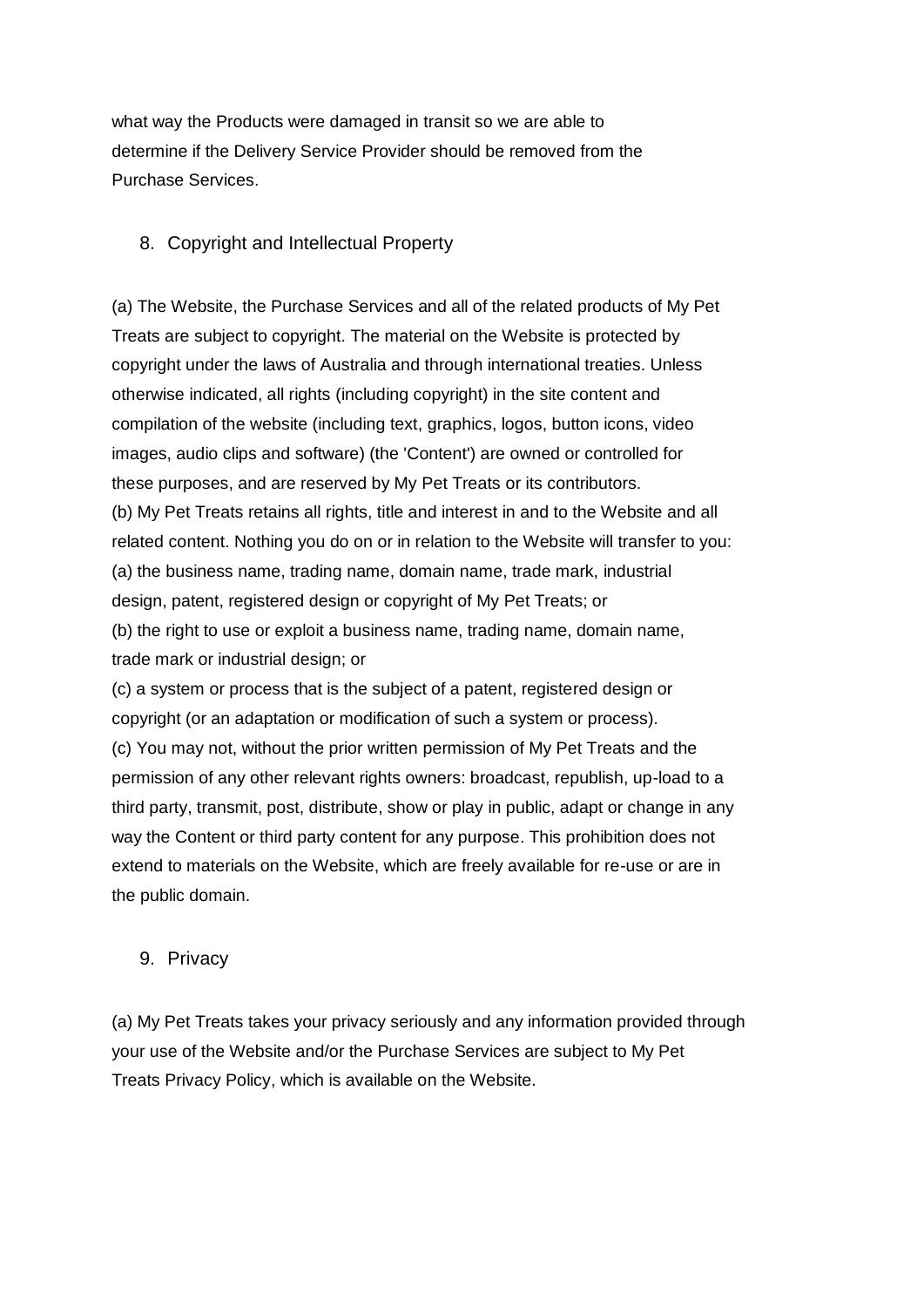what way the Products were damaged in transit so we are able to determine if the Delivery Service Provider should be removed from the Purchase Services.

## 8. Copyright and Intellectual Property

(a) The Website, the Purchase Services and all of the related products of My Pet Treats are subject to copyright. The material on the Website is protected by copyright under the laws of Australia and through international treaties. Unless otherwise indicated, all rights (including copyright) in the site content and compilation of the website (including text, graphics, logos, button icons, video images, audio clips and software) (the 'Content') are owned or controlled for these purposes, and are reserved by My Pet Treats or its contributors.
(b) My Pet Treats retains all rights, title and interest in and to the Website and all related content. Nothing you do on or in relation to the Website will transfer to you:
(a) the business name, trading name, domain name, trade mark, industrial design, patent, registered design or copyright of My Pet Treats; or
(b) the right to use or exploit a business name, trading name, domain name, trade mark or industrial design; or
(c) a system or process that is the subject of a patent, registered design or copyright (or an adaptation or modification of such a system or process).
(c) You may not, without the prior written permission of My Pet Treats and the permission of any other relevant rights owners: broadcast, republish, up-load to a third party, transmit, post, distribute, show or play in public, adapt or change in any way the Content or third party content for any purpose. This prohibition does not extend to materials on the Website, which are freely available for re-use or are in the public domain.

## 9. Privacy

(a) My Pet Treats takes your privacy seriously and any information provided through your use of the Website and/or the Purchase Services are subject to My Pet Treats Privacy Policy, which is available on the Website.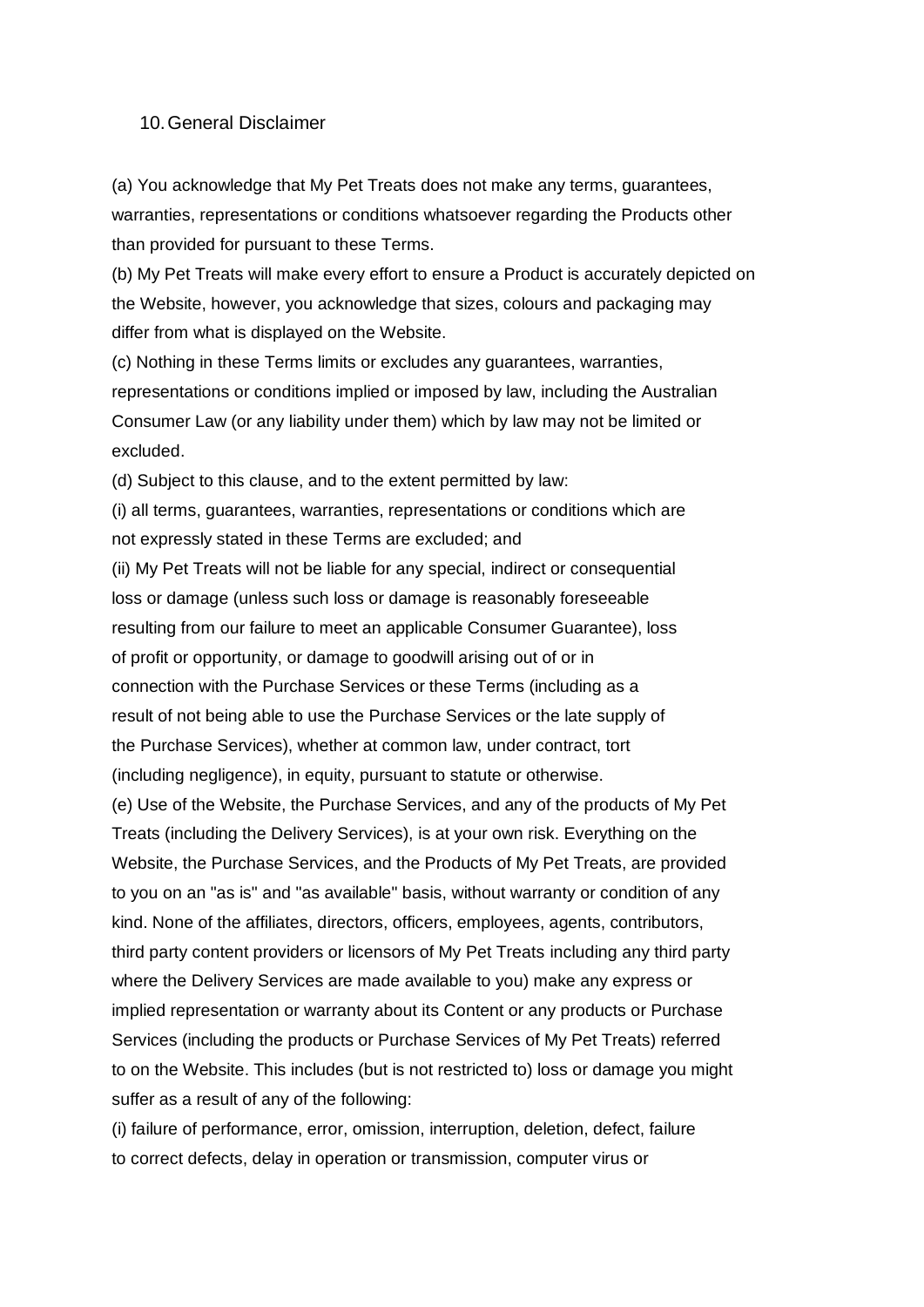10. General Disclaimer

(a) You acknowledge that My Pet Treats does not make any terms, guarantees, warranties, representations or conditions whatsoever regarding the Products other than provided for pursuant to these Terms.

(b) My Pet Treats will make every effort to ensure a Product is accurately depicted on the Website, however, you acknowledge that sizes, colours and packaging may differ from what is displayed on the Website.

(c) Nothing in these Terms limits or excludes any guarantees, warranties, representations or conditions implied or imposed by law, including the Australian Consumer Law (or any liability under them) which by law may not be limited or excluded.

(d) Subject to this clause, and to the extent permitted by law:

(i) all terms, guarantees, warranties, representations or conditions which are not expressly stated in these Terms are excluded; and

(ii) My Pet Treats will not be liable for any special, indirect or consequential loss or damage (unless such loss or damage is reasonably foreseeable resulting from our failure to meet an applicable Consumer Guarantee), loss of profit or opportunity, or damage to goodwill arising out of or in connection with the Purchase Services or these Terms (including as a result of not being able to use the Purchase Services or the late supply of the Purchase Services), whether at common law, under contract, tort (including negligence), in equity, pursuant to statute or otherwise.

(e) Use of the Website, the Purchase Services, and any of the products of My Pet Treats (including the Delivery Services), is at your own risk. Everything on the Website, the Purchase Services, and the Products of My Pet Treats, are provided to you on an "as is" and "as available" basis, without warranty or condition of any kind. None of the affiliates, directors, officers, employees, agents, contributors, third party content providers or licensors of My Pet Treats including any third party where the Delivery Services are made available to you) make any express or implied representation or warranty about its Content or any products or Purchase Services (including the products or Purchase Services of My Pet Treats) referred to on the Website. This includes (but is not restricted to) loss or damage you might suffer as a result of any of the following:

(i) failure of performance, error, omission, interruption, deletion, defect, failure to correct defects, delay in operation or transmission, computer virus or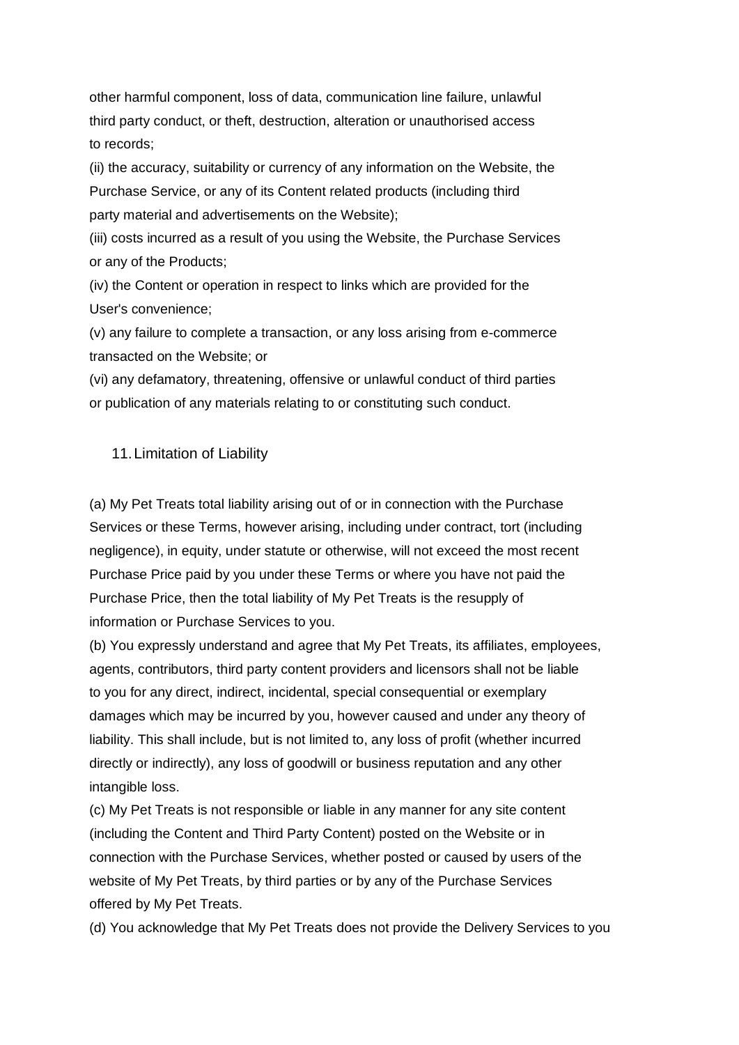other harmful component, loss of data, communication line failure, unlawful third party conduct, or theft, destruction, alteration or unauthorised access to records;

(ii) the accuracy, suitability or currency of any information on the Website, the Purchase Service, or any of its Content related products (including third party material and advertisements on the Website);

(iii) costs incurred as a result of you using the Website, the Purchase Services or any of the Products;

(iv) the Content or operation in respect to links which are provided for the User's convenience;

(v) any failure to complete a transaction, or any loss arising from e-commerce transacted on the Website; or

(vi) any defamatory, threatening, offensive or unlawful conduct of third parties or publication of any materials relating to or constituting such conduct.

11. Limitation of Liability

(a) My Pet Treats total liability arising out of or in connection with the Purchase Services or these Terms, however arising, including under contract, tort (including negligence), in equity, under statute or otherwise, will not exceed the most recent Purchase Price paid by you under these Terms or where you have not paid the Purchase Price, then the total liability of My Pet Treats is the resupply of information or Purchase Services to you.

(b) You expressly understand and agree that My Pet Treats, its affiliates, employees, agents, contributors, third party content providers and licensors shall not be liable to you for any direct, indirect, incidental, special consequential or exemplary damages which may be incurred by you, however caused and under any theory of liability. This shall include, but is not limited to, any loss of profit (whether incurred directly or indirectly), any loss of goodwill or business reputation and any other intangible loss.

(c) My Pet Treats is not responsible or liable in any manner for any site content (including the Content and Third Party Content) posted on the Website or in connection with the Purchase Services, whether posted or caused by users of the website of My Pet Treats, by third parties or by any of the Purchase Services offered by My Pet Treats.

(d) You acknowledge that My Pet Treats does not provide the Delivery Services to you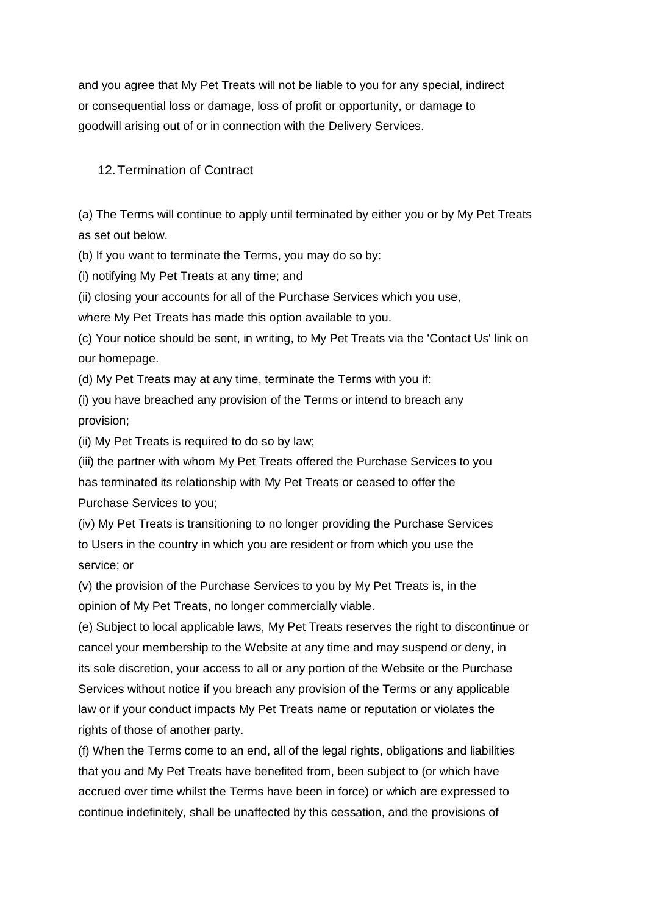and you agree that My Pet Treats will not be liable to you for any special, indirect or consequential loss or damage, loss of profit or opportunity, or damage to goodwill arising out of or in connection with the Delivery Services.

## 12. Termination of Contract

(a) The Terms will continue to apply until terminated by either you or by My Pet Treats as set out below.

(b) If you want to terminate the Terms, you may do so by:

(i) notifying My Pet Treats at any time; and

(ii) closing your accounts for all of the Purchase Services which you use, where My Pet Treats has made this option available to you.

(c) Your notice should be sent, in writing, to My Pet Treats via the 'Contact Us' link on our homepage.

(d) My Pet Treats may at any time, terminate the Terms with you if:

(i) you have breached any provision of the Terms or intend to breach any provision;

(ii) My Pet Treats is required to do so by law;

(iii) the partner with whom My Pet Treats offered the Purchase Services to you has terminated its relationship with My Pet Treats or ceased to offer the Purchase Services to you;

(iv) My Pet Treats is transitioning to no longer providing the Purchase Services to Users in the country in which you are resident or from which you use the service; or

(v) the provision of the Purchase Services to you by My Pet Treats is, in the opinion of My Pet Treats, no longer commercially viable.

(e) Subject to local applicable laws, My Pet Treats reserves the right to discontinue or cancel your membership to the Website at any time and may suspend or deny, in its sole discretion, your access to all or any portion of the Website or the Purchase Services without notice if you breach any provision of the Terms or any applicable law or if your conduct impacts My Pet Treats name or reputation or violates the rights of those of another party.

(f) When the Terms come to an end, all of the legal rights, obligations and liabilities that you and My Pet Treats have benefited from, been subject to (or which have accrued over time whilst the Terms have been in force) or which are expressed to continue indefinitely, shall be unaffected by this cessation, and the provisions of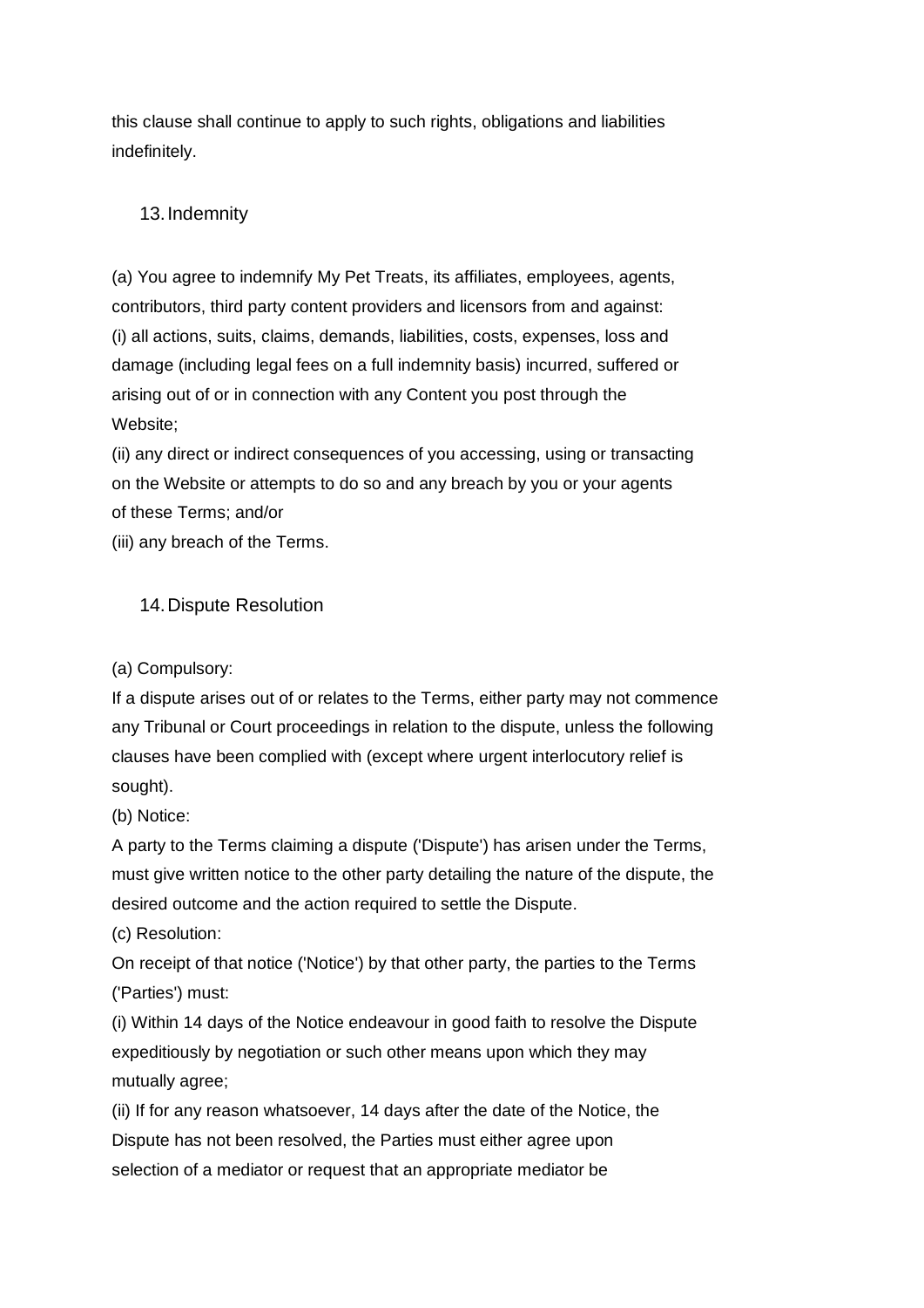this clause shall continue to apply to such rights, obligations and liabilities indefinitely.

## 13. Indemnity

(a) You agree to indemnify My Pet Treats, its affiliates, employees, agents, contributors, third party content providers and licensors from and against:
(i) all actions, suits, claims, demands, liabilities, costs, expenses, loss and damage (including legal fees on a full indemnity basis) incurred, suffered or arising out of or in connection with any Content you post through the Website;
(ii) any direct or indirect consequences of you accessing, using or transacting on the Website or attempts to do so and any breach by you or your agents of these Terms; and/or
(iii) any breach of the Terms.

## 14. Dispute Resolution

(a) Compulsory:
If a dispute arises out of or relates to the Terms, either party may not commence any Tribunal or Court proceedings in relation to the dispute, unless the following clauses have been complied with (except where urgent interlocutory relief is sought).
(b) Notice:
A party to the Terms claiming a dispute ('Dispute') has arisen under the Terms, must give written notice to the other party detailing the nature of the dispute, the desired outcome and the action required to settle the Dispute.
(c) Resolution:
On receipt of that notice ('Notice') by that other party, the parties to the Terms ('Parties') must:
(i) Within 14 days of the Notice endeavour in good faith to resolve the Dispute expeditiously by negotiation or such other means upon which they may mutually agree;
(ii) If for any reason whatsoever, 14 days after the date of the Notice, the Dispute has not been resolved, the Parties must either agree upon selection of a mediator or request that an appropriate mediator be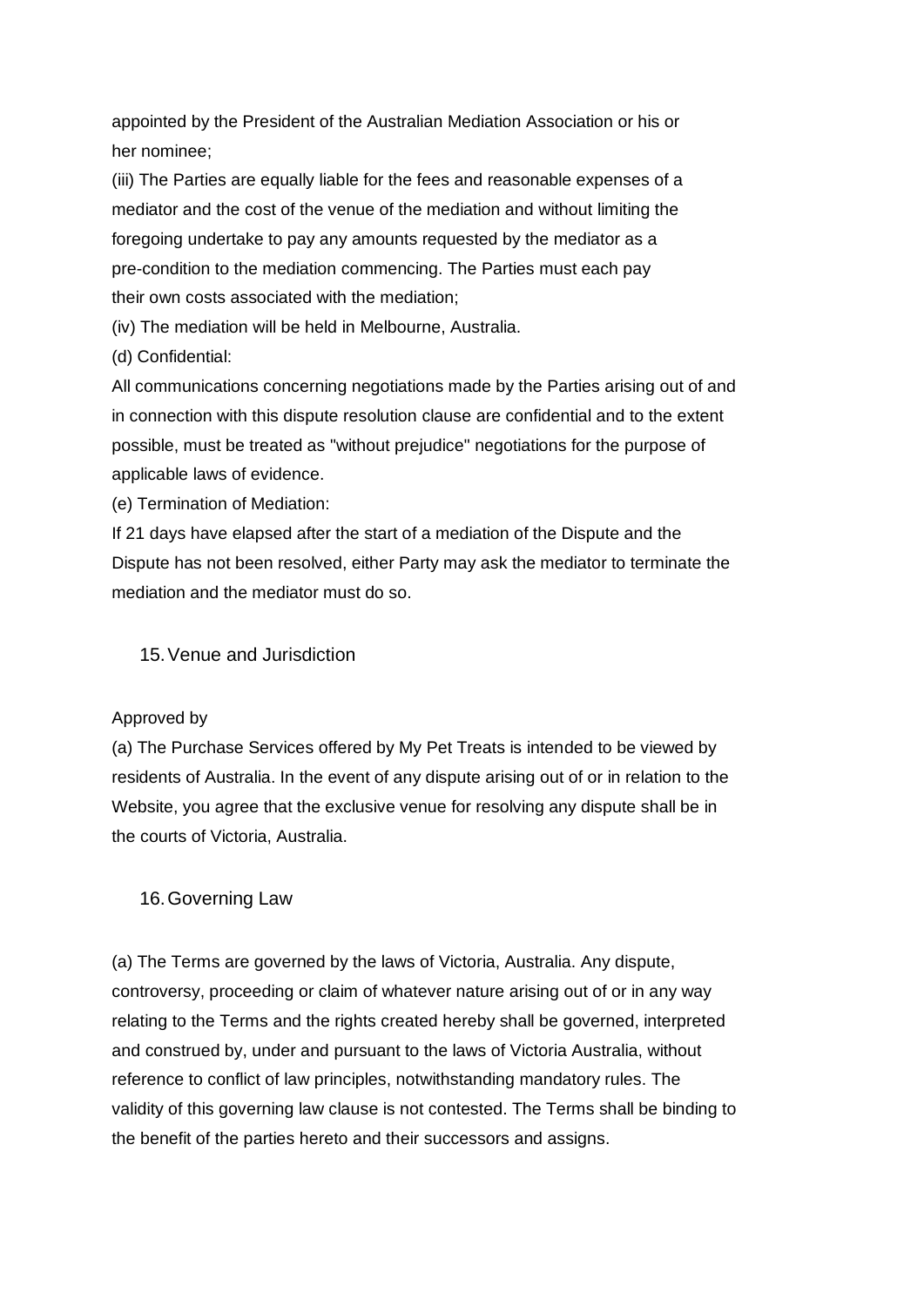appointed by the President of the Australian Mediation Association or his or her nominee;

(iii) The Parties are equally liable for the fees and reasonable expenses of a mediator and the cost of the venue of the mediation and without limiting the foregoing undertake to pay any amounts requested by the mediator as a pre-condition to the mediation commencing. The Parties must each pay their own costs associated with the mediation;

(iv) The mediation will be held in Melbourne, Australia.

(d) Confidential:

All communications concerning negotiations made by the Parties arising out of and in connection with this dispute resolution clause are confidential and to the extent possible, must be treated as "without prejudice" negotiations for the purpose of applicable laws of evidence.

(e) Termination of Mediation:

If 21 days have elapsed after the start of a mediation of the Dispute and the Dispute has not been resolved, either Party may ask the mediator to terminate the mediation and the mediator must do so.

## 15. Venue and Jurisdiction

Approved by

(a) The Purchase Services offered by My Pet Treats is intended to be viewed by residents of Australia. In the event of any dispute arising out of or in relation to the Website, you agree that the exclusive venue for resolving any dispute shall be in the courts of Victoria, Australia.

## 16. Governing Law

(a) The Terms are governed by the laws of Victoria, Australia. Any dispute, controversy, proceeding or claim of whatever nature arising out of or in any way relating to the Terms and the rights created hereby shall be governed, interpreted and construed by, under and pursuant to the laws of Victoria Australia, without reference to conflict of law principles, notwithstanding mandatory rules. The validity of this governing law clause is not contested. The Terms shall be binding to the benefit of the parties hereto and their successors and assigns.